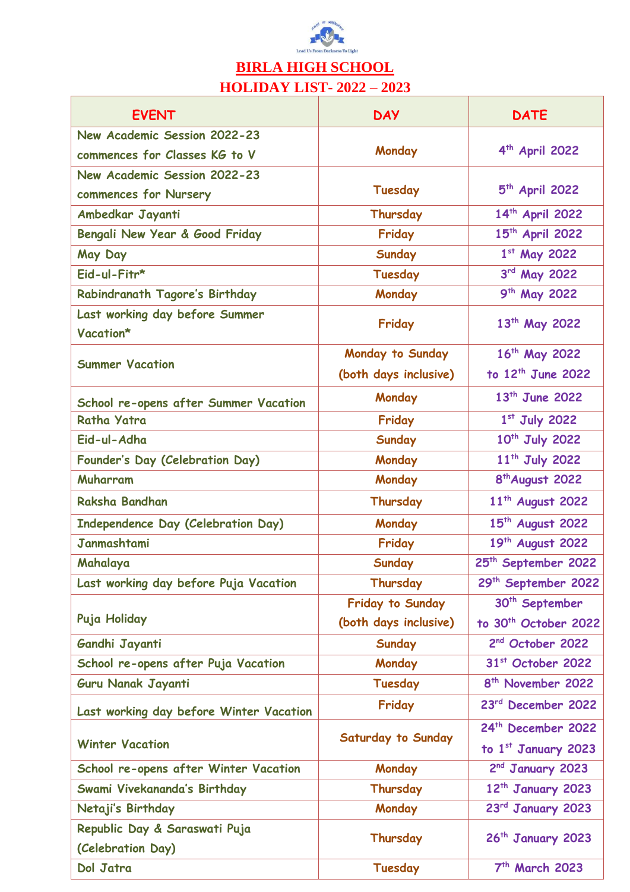Lead Us From Darkness To Light

# BIRLA HIGH SCHOOL

## HOLIDAY LIST- 2022 – 2023

| EVENT | DAY | DATE |
|---|---|---|
| New Academic Session 2022-23 commences for Classes KG to V | Monday | 4th April 2022 |
| New Academic Session 2022-23 commences for Nursery | Tuesday | 5th April 2022 |
| Ambedkar Jayanti | Thursday | 14th April 2022 |
| Bengali New Year & Good Friday | Friday | 15th April 2022 |
| May Day | Sunday | 1st May 2022 |
| Eid-ul-Fitr* | Tuesday | 3rd May 2022 |
| Rabindranath Tagore's Birthday | Monday | 9th May 2022 |
| Last working day before Summer Vacation* | Friday | 13th May 2022 |
| Summer Vacation | Monday to Sunday (both days inclusive) | 16th May 2022 to 12th June 2022 |
| School re-opens after Summer Vacation | Monday | 13th June 2022 |
| Ratha Yatra | Friday | 1st July 2022 |
| Eid-ul-Adha | Sunday | 10th July 2022 |
| Founder's Day (Celebration Day) | Monday | 11th July 2022 |
| Muharram | Monday | 8th August 2022 |
| Raksha Bandhan | Thursday | 11th August 2022 |
| Independence Day (Celebration Day) | Monday | 15th August 2022 |
| Janmashtami | Friday | 19th August 2022 |
| Mahalaya | Sunday | 25th September 2022 |
| Last working day before Puja Vacation | Thursday | 29th September 2022 |
| Puja Holiday | Friday to Sunday (both days inclusive) | 30th September to 30th October 2022 |
| Gandhi Jayanti | Sunday | 2nd October 2022 |
| School re-opens after Puja Vacation | Monday | 31st October 2022 |
| Guru Nanak Jayanti | Tuesday | 8th November 2022 |
| Last working day before Winter Vacation | Friday | 23rd December 2022 |
| Winter Vacation | Saturday to Sunday | 24th December 2022 to 1st January 2023 |
| School re-opens after Winter Vacation | Monday | 2nd January 2023 |
| Swami Vivekananda's Birthday | Thursday | 12th January 2023 |
| Netaji's Birthday | Monday | 23rd January 2023 |
| Republic Day & Saraswati Puja (Celebration Day) | Thursday | 26th January 2023 |
| Dol Jatra | Tuesday | 7th March 2023 |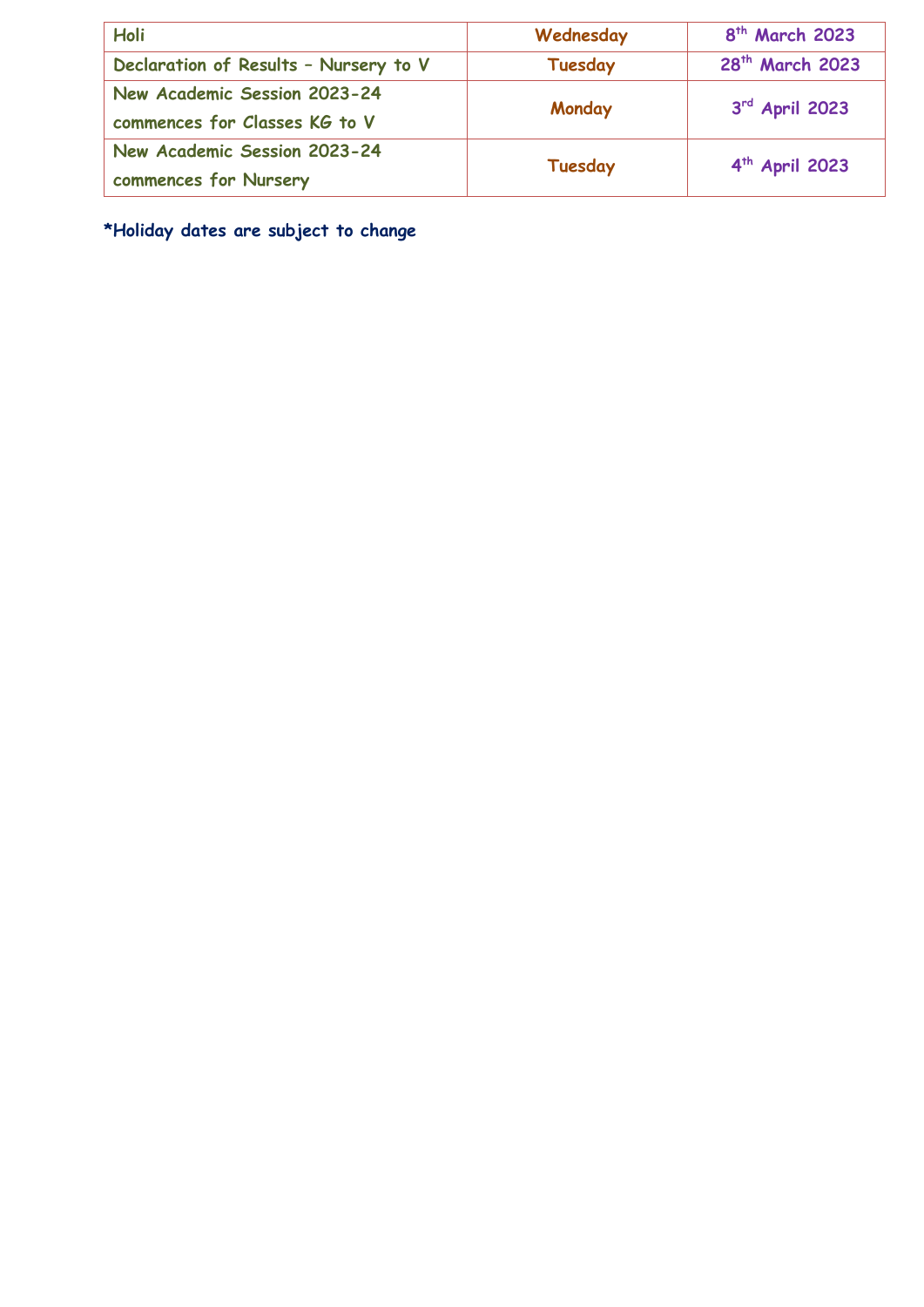| | | |
|---|---|---|
| **Holi** | **Wednesday** | **8th March 2023** |
| **Declaration of Results – Nursery to V** | **Tuesday** | **28th March 2023** |
| **New Academic Session 2023-24 commences for Classes KG to V** | **Monday** | **3rd April 2023** |
| **New Academic Session 2023-24 commences for Nursery** | **Tuesday** | **4th April 2023** |

**\*Holiday dates are subject to change**